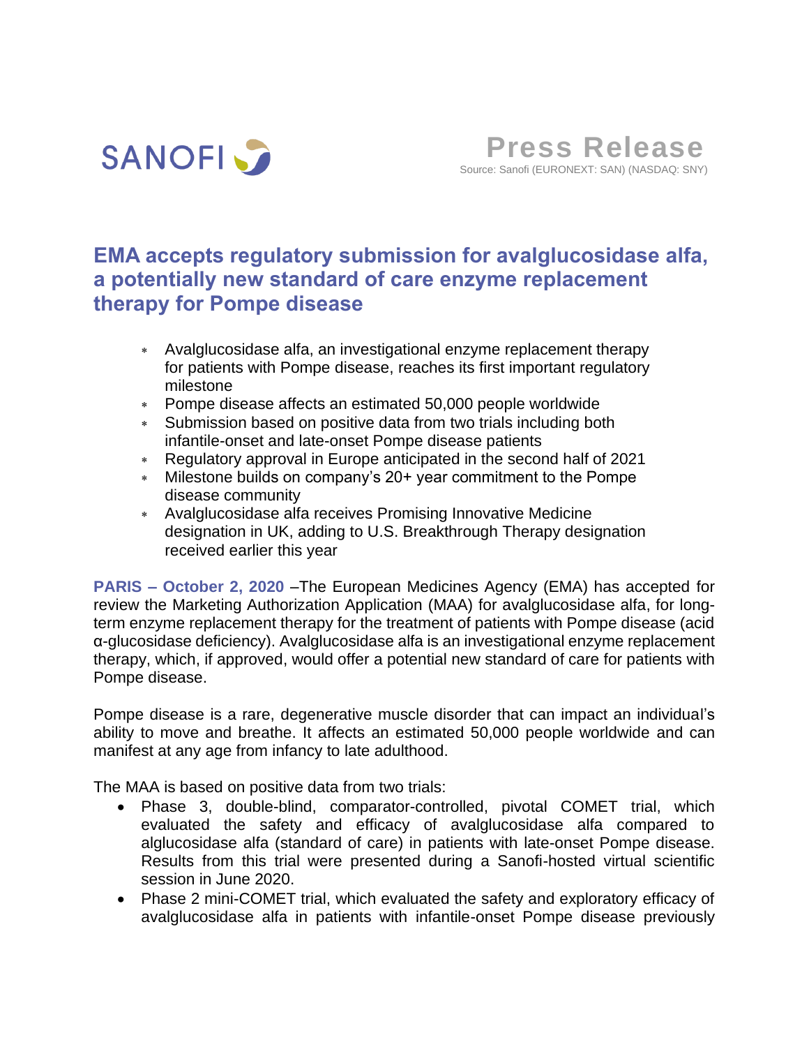SANOFI

**Press Release**
Source: Sanofi (EURONEXT: SAN) (NASDAQ: SNY)

# EMA accepts regulatory submission for avalglucosidase alfa, a potentially new standard of care enzyme replacement therapy for Pompe disease

- Avalglucosidase alfa, an investigational enzyme replacement therapy for patients with Pompe disease, reaches its first important regulatory milestone
- Pompe disease affects an estimated 50,000 people worldwide
- Submission based on positive data from two trials including both infantile-onset and late-onset Pompe disease patients
- Regulatory approval in Europe anticipated in the second half of 2021
- Milestone builds on company's 20+ year commitment to the Pompe disease community
- Avalglucosidase alfa receives Promising Innovative Medicine designation in UK, adding to U.S. Breakthrough Therapy designation received earlier this year

**PARIS – October 2, 2020** –The European Medicines Agency (EMA) has accepted for review the Marketing Authorization Application (MAA) for avalglucosidase alfa, for long-term enzyme replacement therapy for the treatment of patients with Pompe disease (acid α-glucosidase deficiency). Avalglucosidase alfa is an investigational enzyme replacement therapy, which, if approved, would offer a potential new standard of care for patients with Pompe disease.

Pompe disease is a rare, degenerative muscle disorder that can impact an individual's ability to move and breathe. It affects an estimated 50,000 people worldwide and can manifest at any age from infancy to late adulthood.

The MAA is based on positive data from two trials:

- Phase 3, double-blind, comparator-controlled, pivotal COMET trial, which evaluated the safety and efficacy of avalglucosidase alfa compared to alglucosidase alfa (standard of care) in patients with late-onset Pompe disease. Results from this trial were presented during a Sanofi-hosted virtual scientific session in June 2020.
- Phase 2 mini-COMET trial, which evaluated the safety and exploratory efficacy of avalglucosidase alfa in patients with infantile-onset Pompe disease previously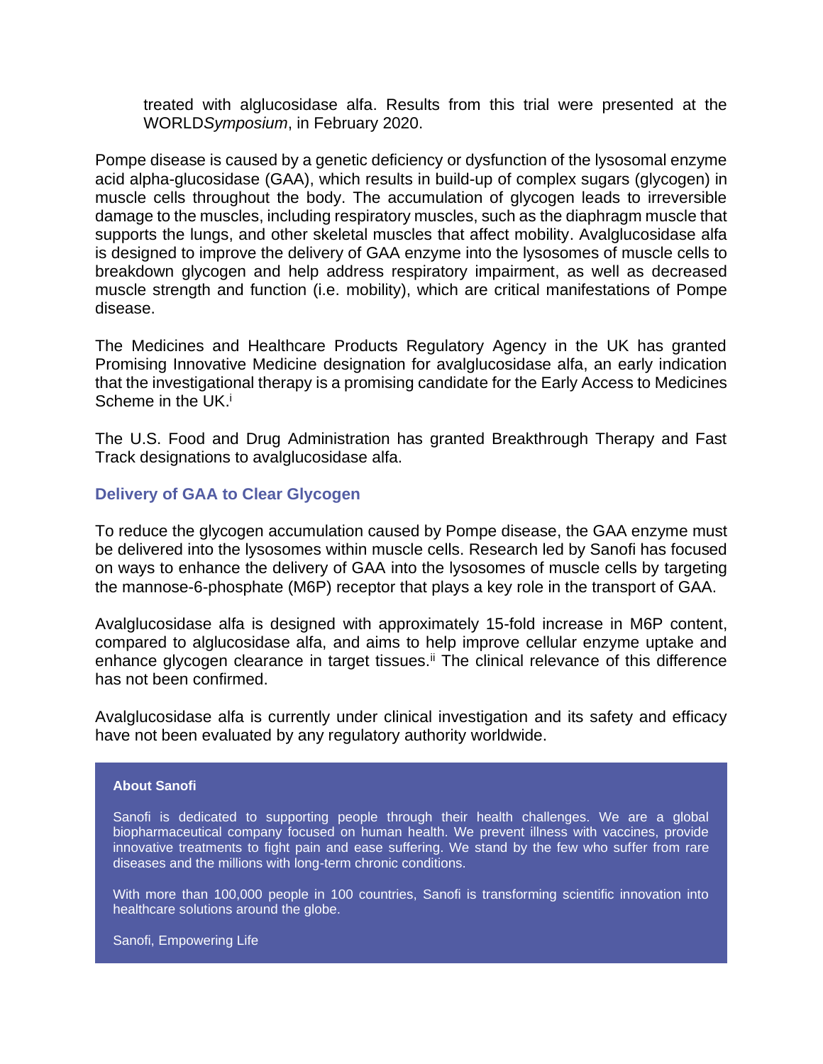treated with alglucosidase alfa. Results from this trial were presented at the WORLD*Symposium*, in February 2020.

Pompe disease is caused by a genetic deficiency or dysfunction of the lysosomal enzyme acid alpha-glucosidase (GAA), which results in build-up of complex sugars (glycogen) in muscle cells throughout the body. The accumulation of glycogen leads to irreversible damage to the muscles, including respiratory muscles, such as the diaphragm muscle that supports the lungs, and other skeletal muscles that affect mobility. Avalglucosidase alfa is designed to improve the delivery of GAA enzyme into the lysosomes of muscle cells to breakdown glycogen and help address respiratory impairment, as well as decreased muscle strength and function (i.e. mobility), which are critical manifestations of Pompe disease.

The Medicines and Healthcare Products Regulatory Agency in the UK has granted Promising Innovative Medicine designation for avalglucosidase alfa, an early indication that the investigational therapy is a promising candidate for the Early Access to Medicines Scheme in the UK.[i]

The U.S. Food and Drug Administration has granted Breakthrough Therapy and Fast Track designations to avalglucosidase alfa.

## Delivery of GAA to Clear Glycogen

To reduce the glycogen accumulation caused by Pompe disease, the GAA enzyme must be delivered into the lysosomes within muscle cells. Research led by Sanofi has focused on ways to enhance the delivery of GAA into the lysosomes of muscle cells by targeting the mannose-6-phosphate (M6P) receptor that plays a key role in the transport of GAA.

Avalglucosidase alfa is designed with approximately 15-fold increase in M6P content, compared to alglucosidase alfa, and aims to help improve cellular enzyme uptake and enhance glycogen clearance in target tissues.[ii] The clinical relevance of this difference has not been confirmed.

Avalglucosidase alfa is currently under clinical investigation and its safety and efficacy have not been evaluated by any regulatory authority worldwide.

**About Sanofi**

Sanofi is dedicated to supporting people through their health challenges. We are a global biopharmaceutical company focused on human health. We prevent illness with vaccines, provide innovative treatments to fight pain and ease suffering. We stand by the few who suffer from rare diseases and the millions with long-term chronic conditions.

With more than 100,000 people in 100 countries, Sanofi is transforming scientific innovation into healthcare solutions around the globe.

Sanofi, Empowering Life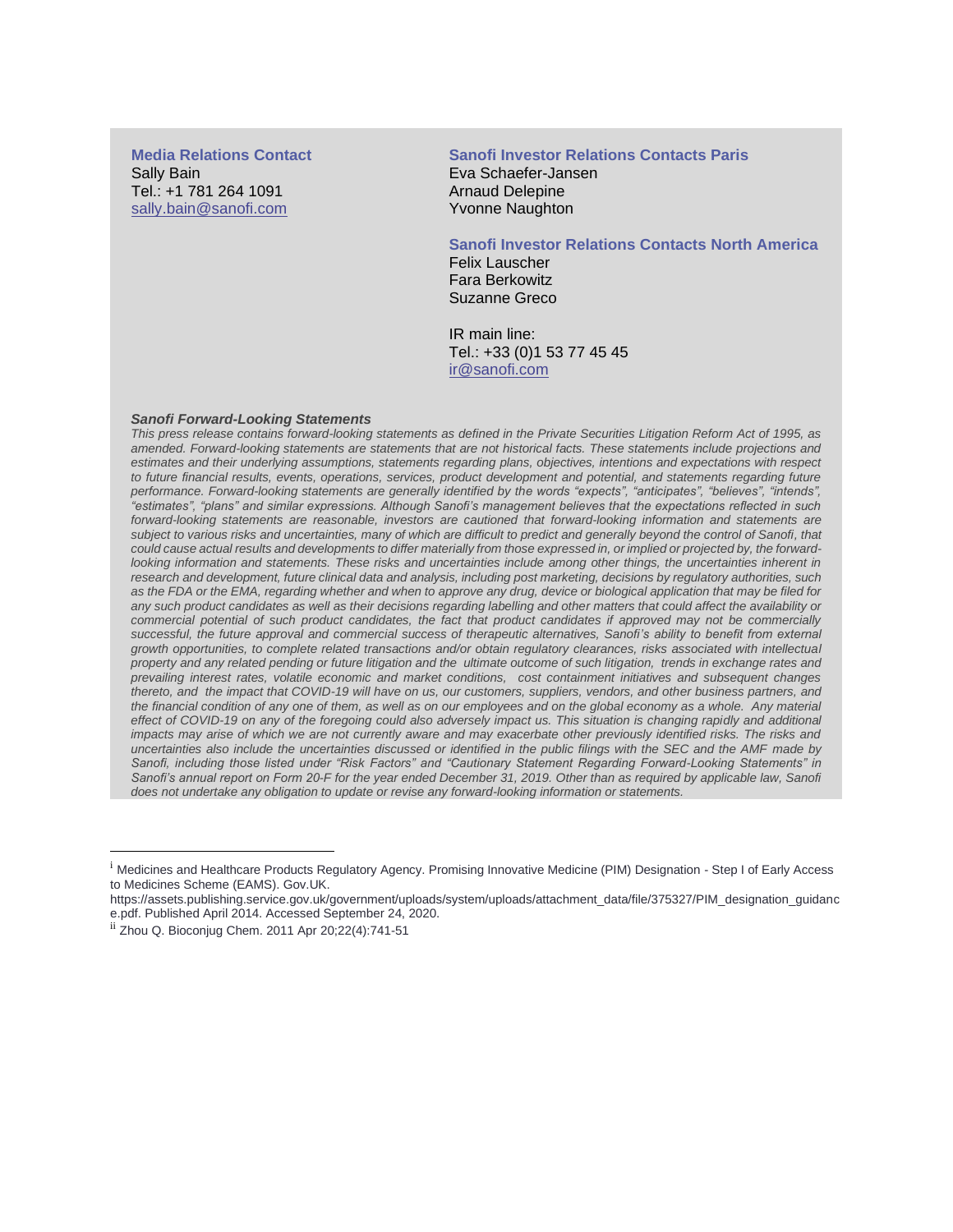**Media Relations Contact**
Sally Bain
Tel.: +1 781 264 1091
sally.bain@sanofi.com

**Sanofi Investor Relations Contacts Paris**
Eva Schaefer-Jansen
Arnaud Delepine
Yvonne Naughton

**Sanofi Investor Relations Contacts North America**
Felix Lauscher
Fara Berkowitz
Suzanne Greco

IR main line:
Tel.: +33 (0)1 53 77 45 45
ir@sanofi.com

***Sanofi Forward-Looking Statements***

*This press release contains forward-looking statements as defined in the Private Securities Litigation Reform Act of 1995, as amended. Forward-looking statements are statements that are not historical facts. These statements include projections and estimates and their underlying assumptions, statements regarding plans, objectives, intentions and expectations with respect to future financial results, events, operations, services, product development and potential, and statements regarding future performance. Forward-looking statements are generally identified by the words "expects", "anticipates", "believes", "intends", "estimates", "plans" and similar expressions. Although Sanofi's management believes that the expectations reflected in such forward-looking statements are reasonable, investors are cautioned that forward-looking information and statements are subject to various risks and uncertainties, many of which are difficult to predict and generally beyond the control of Sanofi, that could cause actual results and developments to differ materially from those expressed in, or implied or projected by, the forward-looking information and statements. These risks and uncertainties include among other things, the uncertainties inherent in research and development, future clinical data and analysis, including post marketing, decisions by regulatory authorities, such as the FDA or the EMA, regarding whether and when to approve any drug, device or biological application that may be filed for any such product candidates as well as their decisions regarding labelling and other matters that could affect the availability or commercial potential of such product candidates, the fact that product candidates if approved may not be commercially successful, the future approval and commercial success of therapeutic alternatives, Sanofi's ability to benefit from external growth opportunities, to complete related transactions and/or obtain regulatory clearances, risks associated with intellectual property and any related pending or future litigation and the ultimate outcome of such litigation, trends in exchange rates and prevailing interest rates, volatile economic and market conditions, cost containment initiatives and subsequent changes thereto, and the impact that COVID-19 will have on us, our customers, suppliers, vendors, and other business partners, and the financial condition of any one of them, as well as on our employees and on the global economy as a whole. Any material effect of COVID-19 on any of the foregoing could also adversely impact us. This situation is changing rapidly and additional impacts may arise of which we are not currently aware and may exacerbate other previously identified risks. The risks and uncertainties also include the uncertainties discussed or identified in the public filings with the SEC and the AMF made by Sanofi, including those listed under "Risk Factors" and "Cautionary Statement Regarding Forward-Looking Statements" in Sanofi's annual report on Form 20-F for the year ended December 31, 2019. Other than as required by applicable law, Sanofi does not undertake any obligation to update or revise any forward-looking information or statements.*

---

[i] Medicines and Healthcare Products Regulatory Agency. Promising Innovative Medicine (PIM) Designation - Step I of Early Access to Medicines Scheme (EAMS). Gov.UK. https://assets.publishing.service.gov.uk/government/uploads/system/uploads/attachment_data/file/375327/PIM_designation_guidance.pdf. Published April 2014. Accessed September 24, 2020.

[ii] Zhou Q. Bioconjug Chem. 2011 Apr 20;22(4):741-51